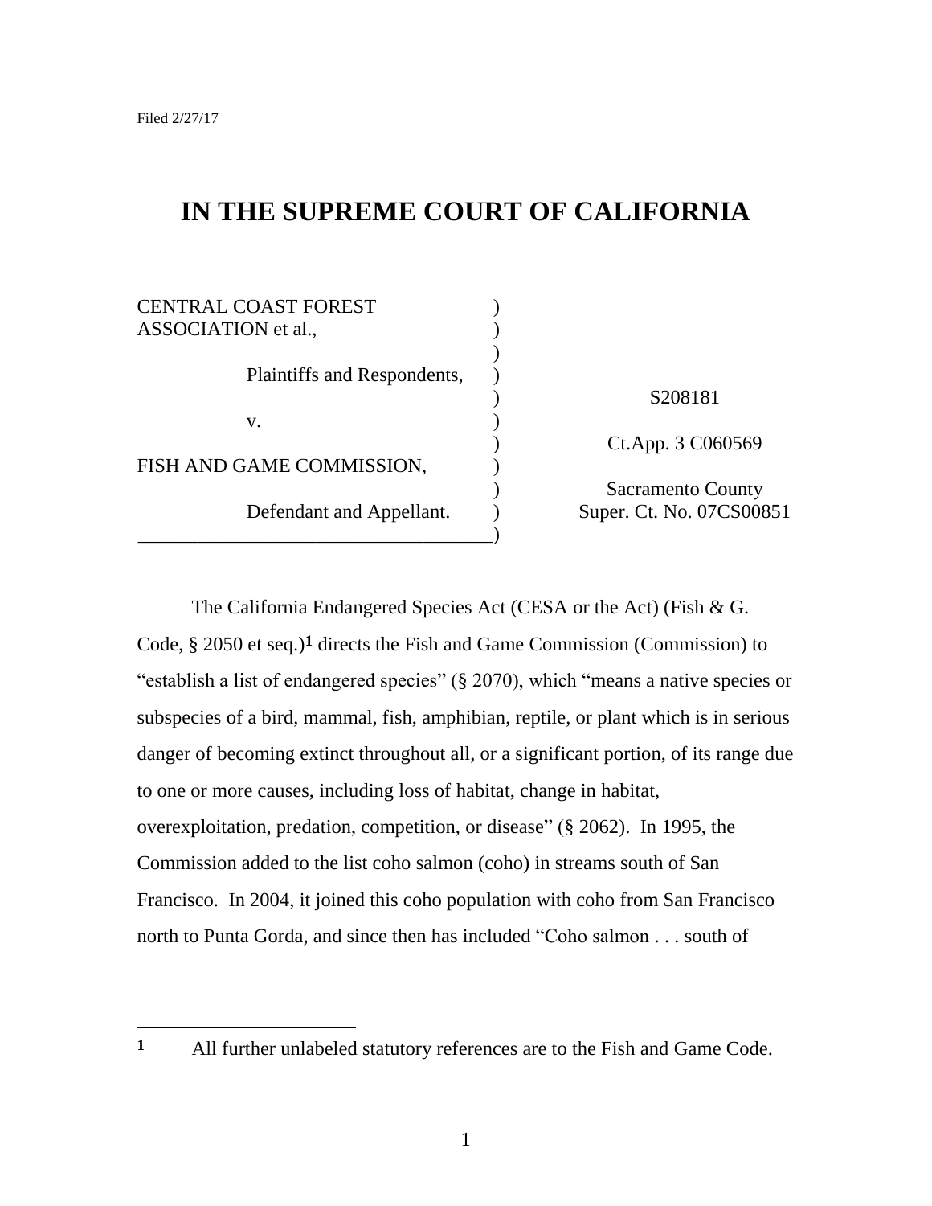Filed 2/27/17

# IN THE SUPREME COURT OF CALIFORNIA

| | |
|---|---|
| CENTRAL COAST FOREST ASSOCIATION et al., | |
| Plaintiffs and Respondents, | S208181 |
| v. | Ct.App. 3 C060569 |
| FISH AND GAME COMMISSION, | Sacramento County |
| Defendant and Appellant. | Super. Ct. No. 07CS00851 |

The California Endangered Species Act (CESA or the Act) (Fish & G. Code, § 2050 et seq.)[1] directs the Fish and Game Commission (Commission) to "establish a list of endangered species" (§ 2070), which "means a native species or subspecies of a bird, mammal, fish, amphibian, reptile, or plant which is in serious danger of becoming extinct throughout all, or a significant portion, of its range due to one or more causes, including loss of habitat, change in habitat, overexploitation, predation, competition, or disease" (§ 2062). In 1995, the Commission added to the list coho salmon (coho) in streams south of San Francisco. In 2004, it joined this coho population with coho from San Francisco north to Punta Gorda, and since then has included "Coho salmon . . . south of

---

[1] All further unlabeled statutory references are to the Fish and Game Code.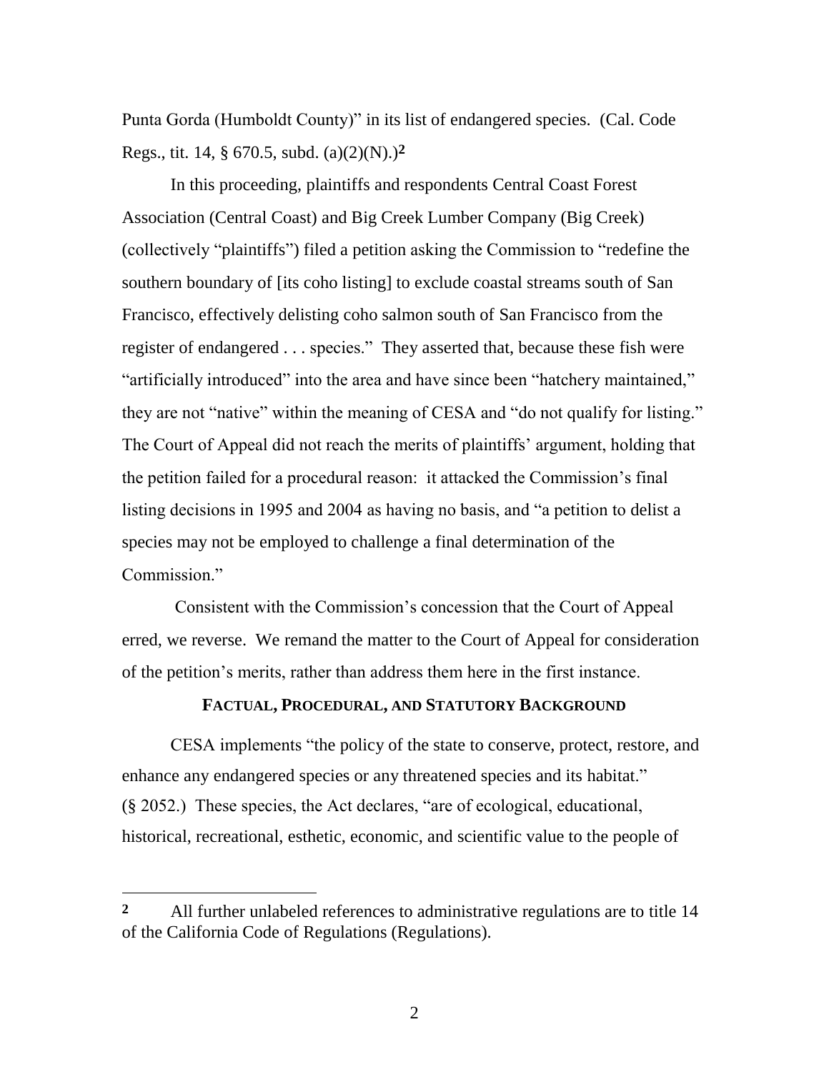Punta Gorda (Humboldt County)" in its list of endangered species. (Cal. Code Regs., tit. 14, § 670.5, subd. (a)(2)(N).)[2]

In this proceeding, plaintiffs and respondents Central Coast Forest Association (Central Coast) and Big Creek Lumber Company (Big Creek) (collectively "plaintiffs") filed a petition asking the Commission to "redefine the southern boundary of [its coho listing] to exclude coastal streams south of San Francisco, effectively delisting coho salmon south of San Francisco from the register of endangered . . . species." They asserted that, because these fish were "artificially introduced" into the area and have since been "hatchery maintained," they are not "native" within the meaning of CESA and "do not qualify for listing." The Court of Appeal did not reach the merits of plaintiffs' argument, holding that the petition failed for a procedural reason: it attacked the Commission's final listing decisions in 1995 and 2004 as having no basis, and "a petition to delist a species may not be employed to challenge a final determination of the Commission."

Consistent with the Commission's concession that the Court of Appeal erred, we reverse. We remand the matter to the Court of Appeal for consideration of the petition's merits, rather than address them here in the first instance.

## FACTUAL, PROCEDURAL, AND STATUTORY BACKGROUND

CESA implements "the policy of the state to conserve, protect, restore, and enhance any endangered species or any threatened species and its habitat." (§ 2052.) These species, the Act declares, "are of ecological, educational, historical, recreational, esthetic, economic, and scientific value to the people of

---

[2] All further unlabeled references to administrative regulations are to title 14 of the California Code of Regulations (Regulations).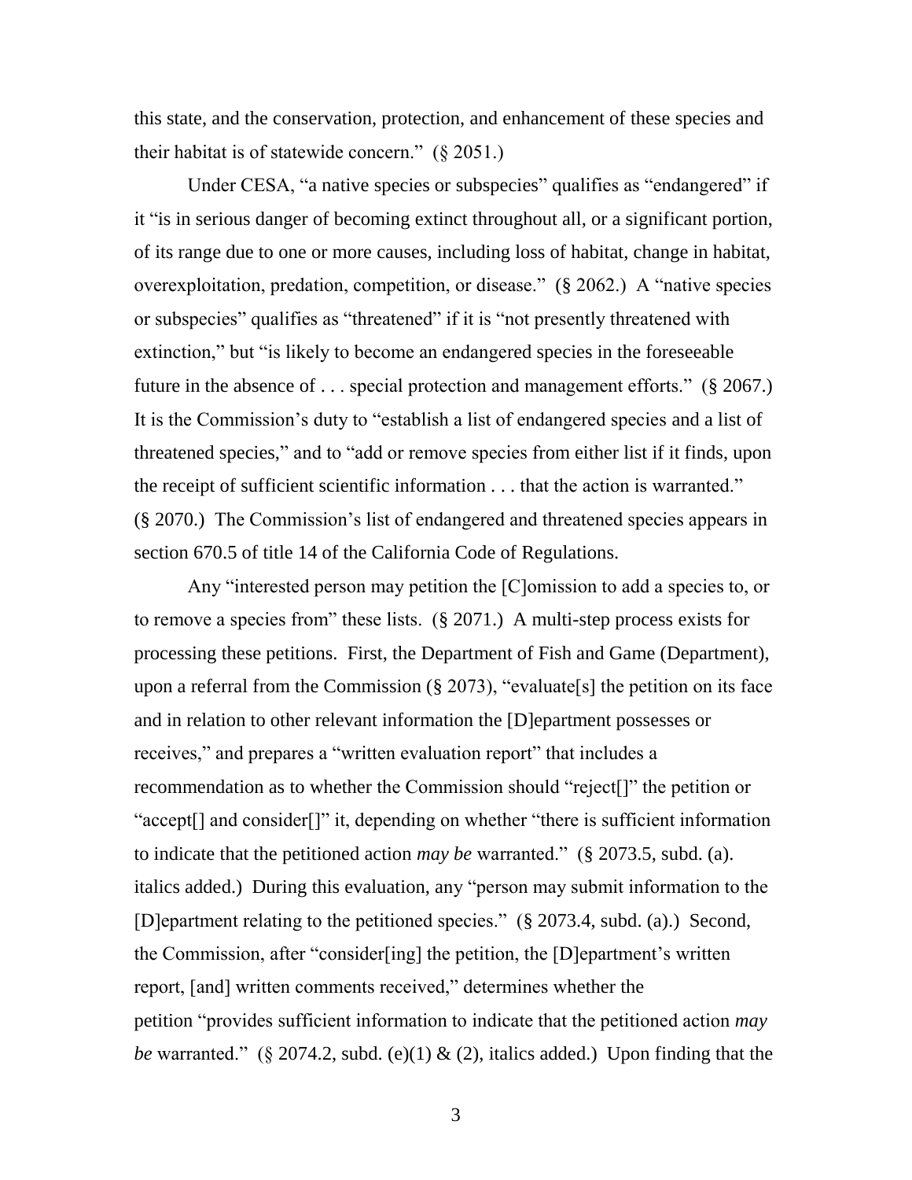this state, and the conservation, protection, and enhancement of these species and their habitat is of statewide concern." (§ 2051.)

Under CESA, "a native species or subspecies" qualifies as "endangered" if it "is in serious danger of becoming extinct throughout all, or a significant portion, of its range due to one or more causes, including loss of habitat, change in habitat, overexploitation, predation, competition, or disease." (§ 2062.) A "native species or subspecies" qualifies as "threatened" if it is "not presently threatened with extinction," but "is likely to become an endangered species in the foreseeable future in the absence of . . . special protection and management efforts." (§ 2067.) It is the Commission's duty to "establish a list of endangered species and a list of threatened species," and to "add or remove species from either list if it finds, upon the receipt of sufficient scientific information . . . that the action is warranted." (§ 2070.) The Commission's list of endangered and threatened species appears in section 670.5 of title 14 of the California Code of Regulations.

Any "interested person may petition the [C]omission to add a species to, or to remove a species from" these lists. (§ 2071.) A multi-step process exists for processing these petitions. First, the Department of Fish and Game (Department), upon a referral from the Commission (§ 2073), "evaluate[s] the petition on its face and in relation to other relevant information the [D]epartment possesses or receives," and prepares a "written evaluation report" that includes a recommendation as to whether the Commission should "reject[]" the petition or "accept[] and consider[]" it, depending on whether "there is sufficient information to indicate that the petitioned action *may be* warranted." (§ 2073.5, subd. (a). italics added.) During this evaluation, any "person may submit information to the [D]epartment relating to the petitioned species." (§ 2073.4, subd. (a).) Second, the Commission, after "consider[ing] the petition, the [D]epartment's written report, [and] written comments received," determines whether the petition "provides sufficient information to indicate that the petitioned action *may be* warranted." (§ 2074.2, subd. (e)(1) & (2), italics added.) Upon finding that the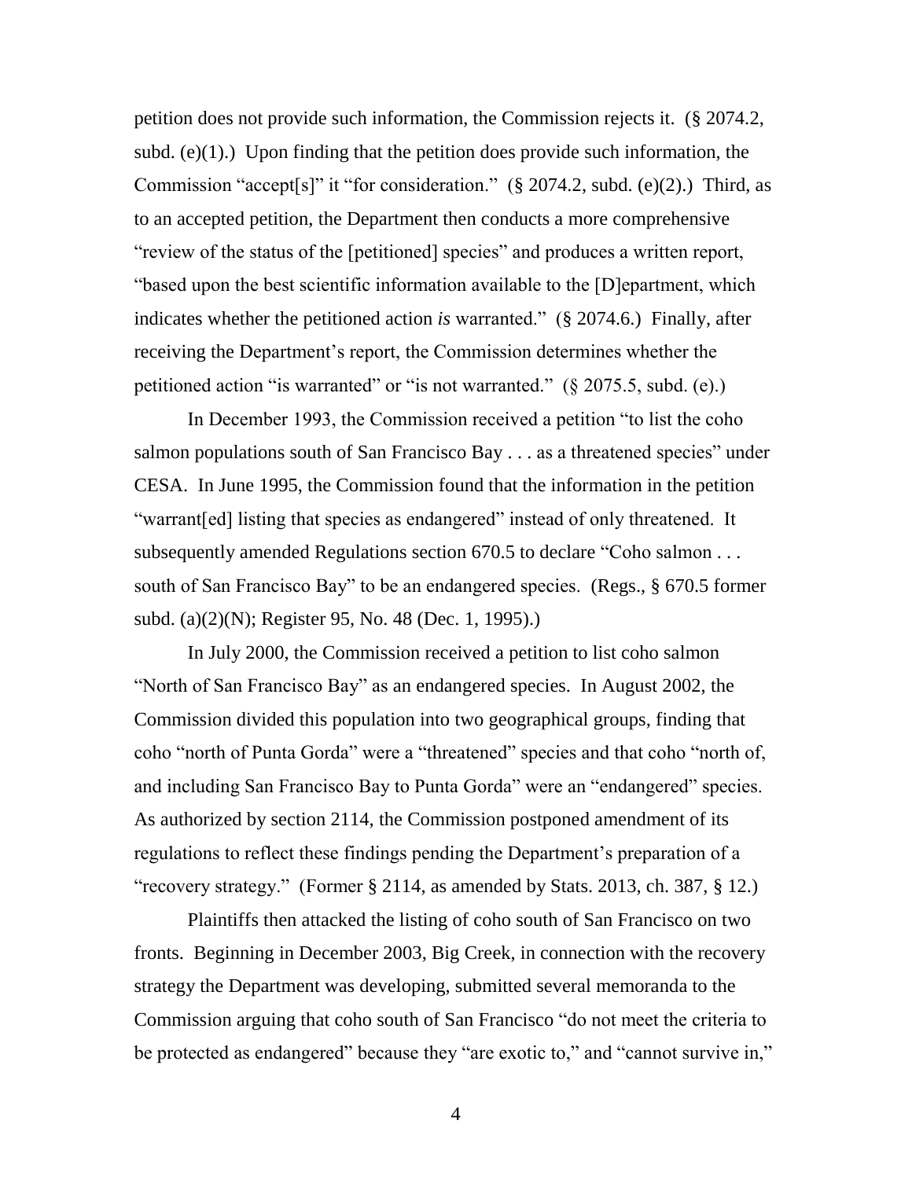petition does not provide such information, the Commission rejects it. (§ 2074.2, subd. (e)(1).) Upon finding that the petition does provide such information, the Commission "accept[s]" it "for consideration." (§ 2074.2, subd. (e)(2).) Third, as to an accepted petition, the Department then conducts a more comprehensive "review of the status of the [petitioned] species" and produces a written report, "based upon the best scientific information available to the [D]epartment, which indicates whether the petitioned action *is* warranted." (§ 2074.6.) Finally, after receiving the Department's report, the Commission determines whether the petitioned action "is warranted" or "is not warranted." (§ 2075.5, subd. (e).)

In December 1993, the Commission received a petition "to list the coho salmon populations south of San Francisco Bay . . . as a threatened species" under CESA. In June 1995, the Commission found that the information in the petition "warrant[ed] listing that species as endangered" instead of only threatened. It subsequently amended Regulations section 670.5 to declare "Coho salmon . . . south of San Francisco Bay" to be an endangered species. (Regs., § 670.5 former subd. (a)(2)(N); Register 95, No. 48 (Dec. 1, 1995).)

In July 2000, the Commission received a petition to list coho salmon "North of San Francisco Bay" as an endangered species. In August 2002, the Commission divided this population into two geographical groups, finding that coho "north of Punta Gorda" were a "threatened" species and that coho "north of, and including San Francisco Bay to Punta Gorda" were an "endangered" species. As authorized by section 2114, the Commission postponed amendment of its regulations to reflect these findings pending the Department's preparation of a "recovery strategy." (Former § 2114, as amended by Stats. 2013, ch. 387, § 12.)

Plaintiffs then attacked the listing of coho south of San Francisco on two fronts. Beginning in December 2003, Big Creek, in connection with the recovery strategy the Department was developing, submitted several memoranda to the Commission arguing that coho south of San Francisco "do not meet the criteria to be protected as endangered" because they "are exotic to," and "cannot survive in,"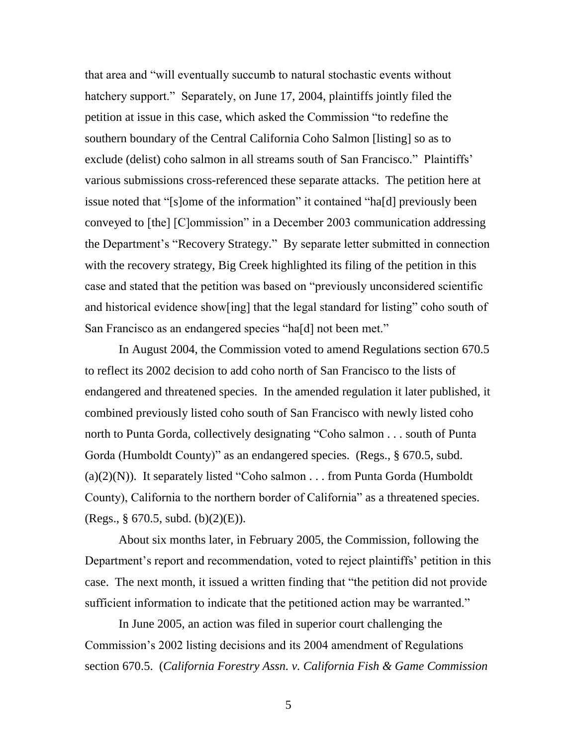that area and "will eventually succumb to natural stochastic events without hatchery support." Separately, on June 17, 2004, plaintiffs jointly filed the petition at issue in this case, which asked the Commission "to redefine the southern boundary of the Central California Coho Salmon [listing] so as to exclude (delist) coho salmon in all streams south of San Francisco." Plaintiffs' various submissions cross-referenced these separate attacks. The petition here at issue noted that "[s]ome of the information" it contained "ha[d] previously been conveyed to [the] [C]ommission" in a December 2003 communication addressing the Department's "Recovery Strategy." By separate letter submitted in connection with the recovery strategy, Big Creek highlighted its filing of the petition in this case and stated that the petition was based on "previously unconsidered scientific and historical evidence show[ing] that the legal standard for listing" coho south of San Francisco as an endangered species "ha[d] not been met."

In August 2004, the Commission voted to amend Regulations section 670.5 to reflect its 2002 decision to add coho north of San Francisco to the lists of endangered and threatened species. In the amended regulation it later published, it combined previously listed coho south of San Francisco with newly listed coho north to Punta Gorda, collectively designating "Coho salmon . . . south of Punta Gorda (Humboldt County)" as an endangered species. (Regs., § 670.5, subd. (a)(2)(N)). It separately listed "Coho salmon . . . from Punta Gorda (Humboldt County), California to the northern border of California" as a threatened species. (Regs., § 670.5, subd. (b)(2)(E)).

About six months later, in February 2005, the Commission, following the Department's report and recommendation, voted to reject plaintiffs' petition in this case. The next month, it issued a written finding that "the petition did not provide sufficient information to indicate that the petitioned action may be warranted."

In June 2005, an action was filed in superior court challenging the Commission's 2002 listing decisions and its 2004 amendment of Regulations section 670.5. (*California Forestry Assn. v. California Fish & Game Commission*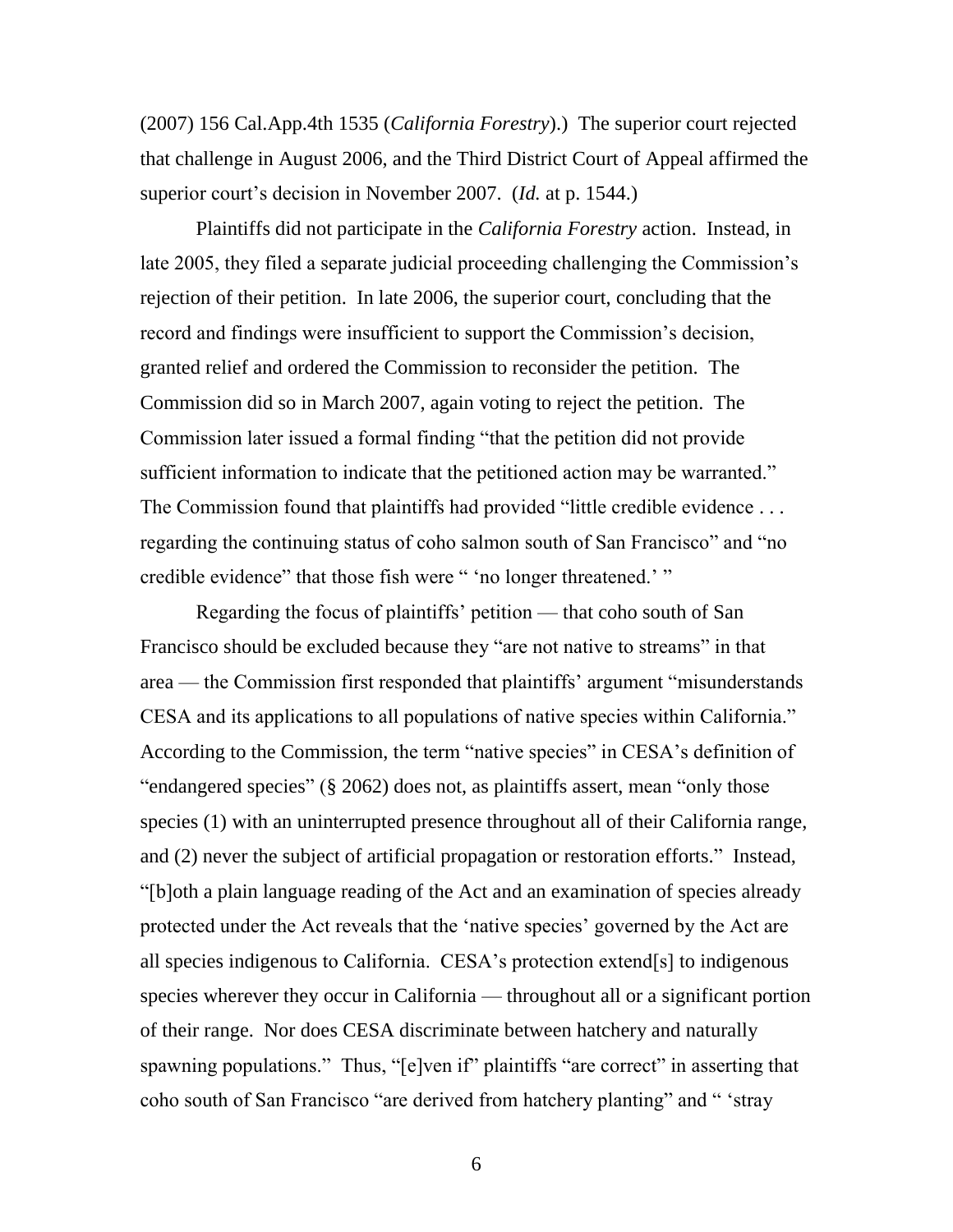(2007) 156 Cal.App.4th 1535 (*California Forestry*).) The superior court rejected that challenge in August 2006, and the Third District Court of Appeal affirmed the superior court's decision in November 2007. (*Id.* at p. 1544.)

Plaintiffs did not participate in the *California Forestry* action. Instead, in late 2005, they filed a separate judicial proceeding challenging the Commission's rejection of their petition. In late 2006, the superior court, concluding that the record and findings were insufficient to support the Commission's decision, granted relief and ordered the Commission to reconsider the petition. The Commission did so in March 2007, again voting to reject the petition. The Commission later issued a formal finding "that the petition did not provide sufficient information to indicate that the petitioned action may be warranted." The Commission found that plaintiffs had provided "little credible evidence . . . regarding the continuing status of coho salmon south of San Francisco" and "no credible evidence" that those fish were " 'no longer threatened.' "

Regarding the focus of plaintiffs' petition — that coho south of San Francisco should be excluded because they "are not native to streams" in that area — the Commission first responded that plaintiffs' argument "misunderstands CESA and its applications to all populations of native species within California." According to the Commission, the term "native species" in CESA's definition of "endangered species" (§ 2062) does not, as plaintiffs assert, mean "only those species (1) with an uninterrupted presence throughout all of their California range, and (2) never the subject of artificial propagation or restoration efforts." Instead, "[b]oth a plain language reading of the Act and an examination of species already protected under the Act reveals that the 'native species' governed by the Act are all species indigenous to California. CESA's protection extend[s] to indigenous species wherever they occur in California — throughout all or a significant portion of their range. Nor does CESA discriminate between hatchery and naturally spawning populations." Thus, "[e]ven if" plaintiffs "are correct" in asserting that coho south of San Francisco "are derived from hatchery planting" and " 'stray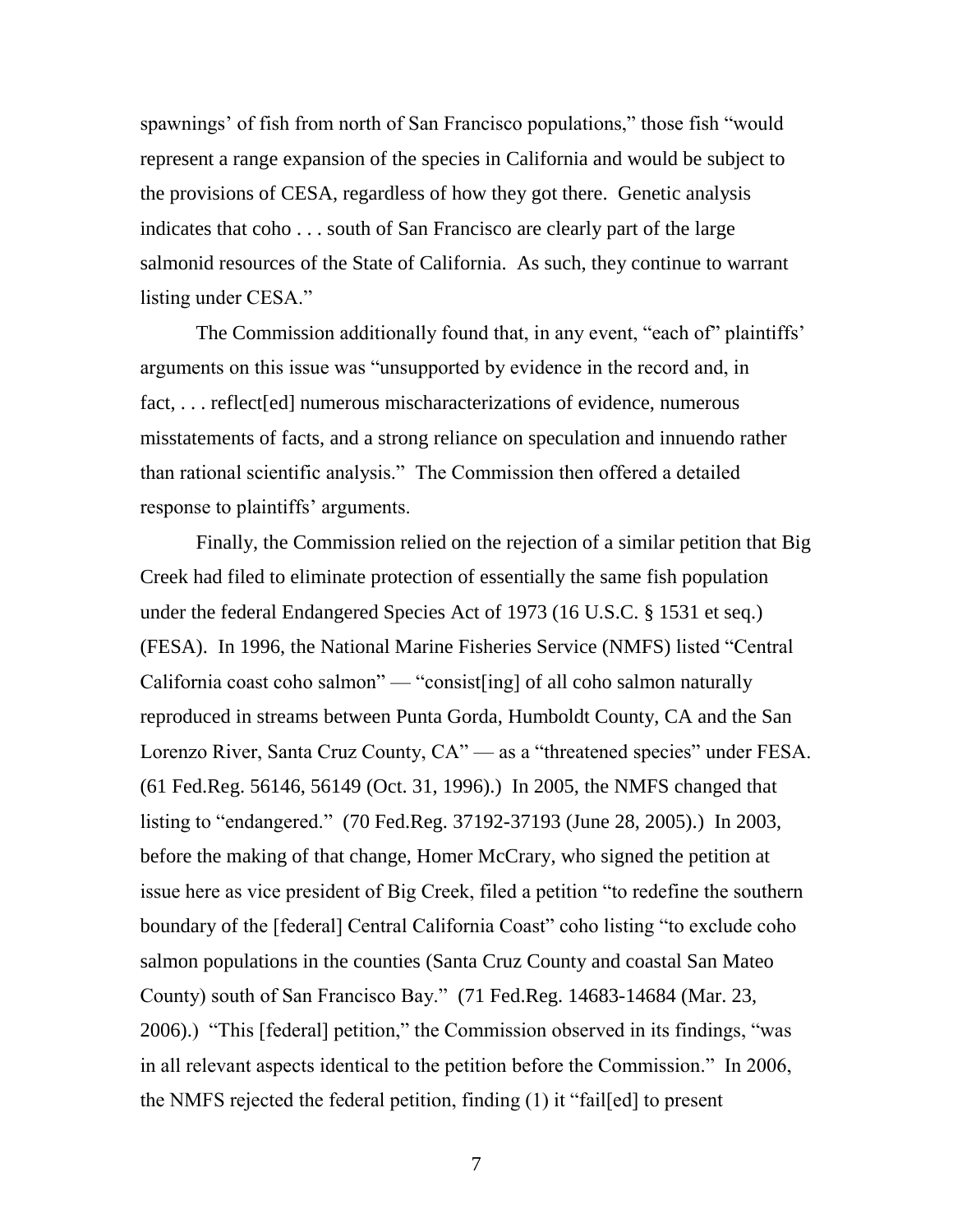spawnings' of fish from north of San Francisco populations," those fish "would represent a range expansion of the species in California and would be subject to the provisions of CESA, regardless of how they got there. Genetic analysis indicates that coho . . . south of San Francisco are clearly part of the large salmonid resources of the State of California. As such, they continue to warrant listing under CESA."

The Commission additionally found that, in any event, "each of" plaintiffs' arguments on this issue was "unsupported by evidence in the record and, in fact, . . . reflect[ed] numerous mischaracterizations of evidence, numerous misstatements of facts, and a strong reliance on speculation and innuendo rather than rational scientific analysis." The Commission then offered a detailed response to plaintiffs' arguments.

Finally, the Commission relied on the rejection of a similar petition that Big Creek had filed to eliminate protection of essentially the same fish population under the federal Endangered Species Act of 1973 (16 U.S.C. § 1531 et seq.) (FESA). In 1996, the National Marine Fisheries Service (NMFS) listed "Central California coast coho salmon" — "consist[ing] of all coho salmon naturally reproduced in streams between Punta Gorda, Humboldt County, CA and the San Lorenzo River, Santa Cruz County, CA" — as a "threatened species" under FESA. (61 Fed.Reg. 56146, 56149 (Oct. 31, 1996).) In 2005, the NMFS changed that listing to "endangered." (70 Fed.Reg. 37192-37193 (June 28, 2005).) In 2003, before the making of that change, Homer McCrary, who signed the petition at issue here as vice president of Big Creek, filed a petition "to redefine the southern boundary of the [federal] Central California Coast" coho listing "to exclude coho salmon populations in the counties (Santa Cruz County and coastal San Mateo County) south of San Francisco Bay." (71 Fed.Reg. 14683-14684 (Mar. 23, 2006).) "This [federal] petition," the Commission observed in its findings, "was in all relevant aspects identical to the petition before the Commission." In 2006, the NMFS rejected the federal petition, finding (1) it "fail[ed] to present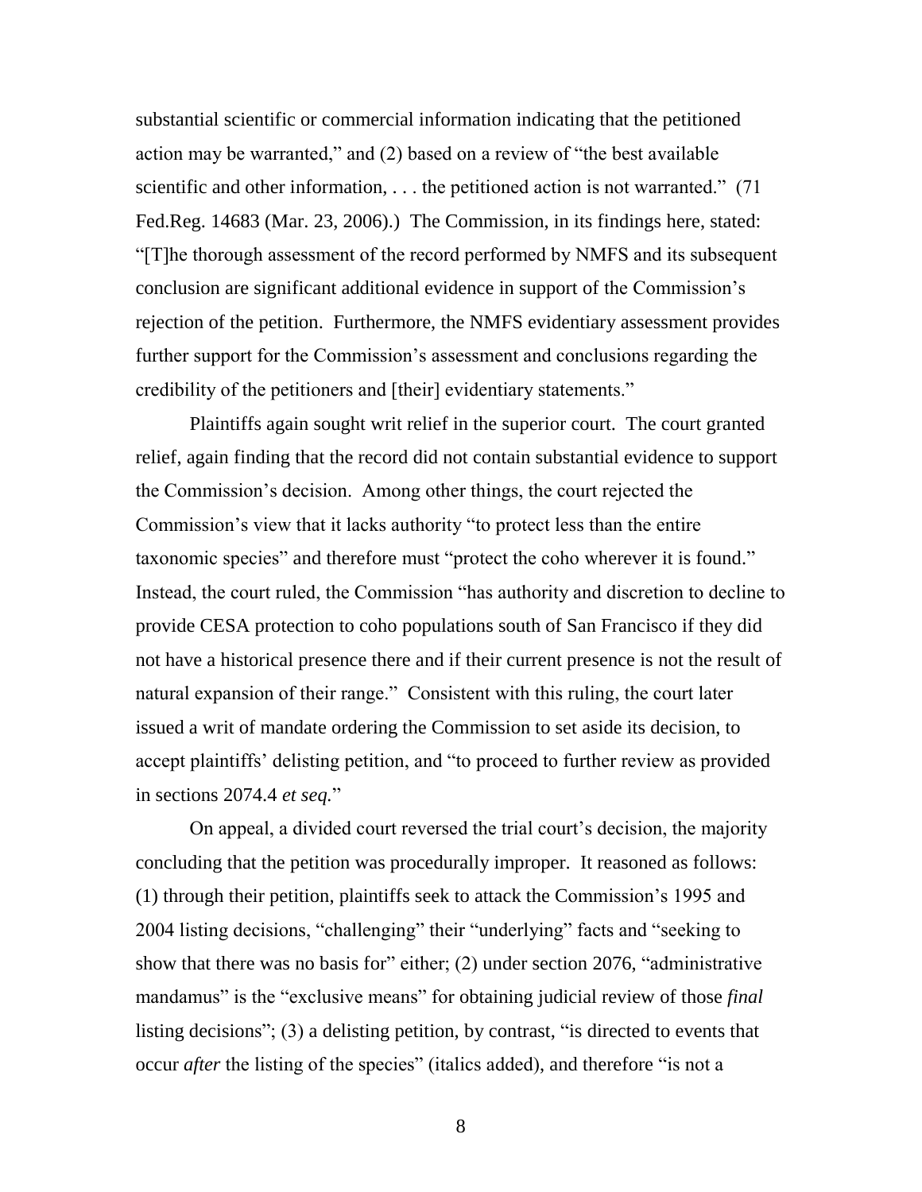substantial scientific or commercial information indicating that the petitioned action may be warranted," and (2) based on a review of "the best available scientific and other information, . . . the petitioned action is not warranted." (71 Fed.Reg. 14683 (Mar. 23, 2006).) The Commission, in its findings here, stated: "[T]he thorough assessment of the record performed by NMFS and its subsequent conclusion are significant additional evidence in support of the Commission's rejection of the petition. Furthermore, the NMFS evidentiary assessment provides further support for the Commission's assessment and conclusions regarding the credibility of the petitioners and [their] evidentiary statements."

Plaintiffs again sought writ relief in the superior court. The court granted relief, again finding that the record did not contain substantial evidence to support the Commission's decision. Among other things, the court rejected the Commission's view that it lacks authority "to protect less than the entire taxonomic species" and therefore must "protect the coho wherever it is found." Instead, the court ruled, the Commission "has authority and discretion to decline to provide CESA protection to coho populations south of San Francisco if they did not have a historical presence there and if their current presence is not the result of natural expansion of their range." Consistent with this ruling, the court later issued a writ of mandate ordering the Commission to set aside its decision, to accept plaintiffs' delisting petition, and "to proceed to further review as provided in sections 2074.4 *et seq.*"

On appeal, a divided court reversed the trial court's decision, the majority concluding that the petition was procedurally improper. It reasoned as follows: (1) through their petition, plaintiffs seek to attack the Commission's 1995 and 2004 listing decisions, "challenging" their "underlying" facts and "seeking to show that there was no basis for" either; (2) under section 2076, "administrative mandamus" is the "exclusive means" for obtaining judicial review of those *final* listing decisions"; (3) a delisting petition, by contrast, "is directed to events that occur *after* the listing of the species" (italics added), and therefore "is not a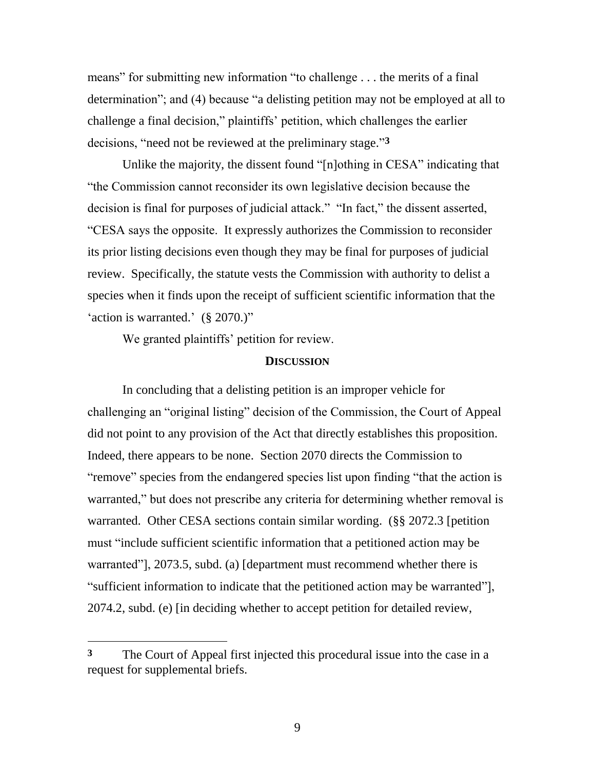means" for submitting new information "to challenge . . . the merits of a final determination"; and (4) because "a delisting petition may not be employed at all to challenge a final decision," plaintiffs' petition, which challenges the earlier decisions, "need not be reviewed at the preliminary stage."[3]

Unlike the majority, the dissent found "[n]othing in CESA" indicating that "the Commission cannot reconsider its own legislative decision because the decision is final for purposes of judicial attack." "In fact," the dissent asserted, "CESA says the opposite. It expressly authorizes the Commission to reconsider its prior listing decisions even though they may be final for purposes of judicial review. Specifically, the statute vests the Commission with authority to delist a species when it finds upon the receipt of sufficient scientific information that the 'action is warranted.' (§ 2070.)"

We granted plaintiffs' petition for review.

## DISCUSSION

In concluding that a delisting petition is an improper vehicle for challenging an "original listing" decision of the Commission, the Court of Appeal did not point to any provision of the Act that directly establishes this proposition. Indeed, there appears to be none. Section 2070 directs the Commission to "remove" species from the endangered species list upon finding "that the action is warranted," but does not prescribe any criteria for determining whether removal is warranted. Other CESA sections contain similar wording. (§§ 2072.3 [petition must "include sufficient scientific information that a petitioned action may be warranted"], 2073.5, subd. (a) [department must recommend whether there is "sufficient information to indicate that the petitioned action may be warranted"], 2074.2, subd. (e) [in deciding whether to accept petition for detailed review,

---

[3] The Court of Appeal first injected this procedural issue into the case in a request for supplemental briefs.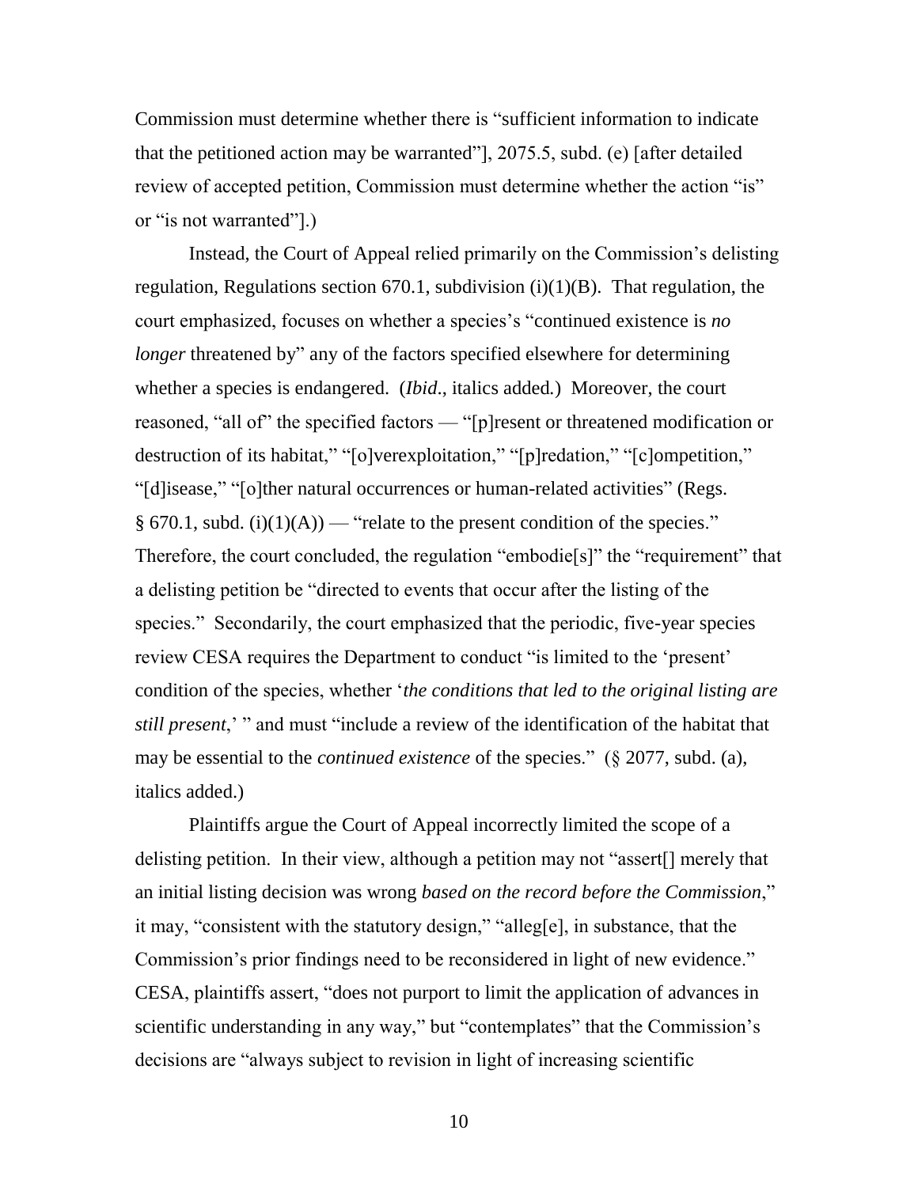Commission must determine whether there is "sufficient information to indicate that the petitioned action may be warranted"], 2075.5, subd. (e) [after detailed review of accepted petition, Commission must determine whether the action "is" or "is not warranted"].)

Instead, the Court of Appeal relied primarily on the Commission's delisting regulation, Regulations section 670.1, subdivision (i)(1)(B). That regulation, the court emphasized, focuses on whether a species's "continued existence is *no longer* threatened by" any of the factors specified elsewhere for determining whether a species is endangered. (*Ibid*., italics added.) Moreover, the court reasoned, "all of" the specified factors — "[p]resent or threatened modification or destruction of its habitat," "[o]verexploitation," "[p]redation," "[c]ompetition," "[d]isease," "[o]ther natural occurrences or human-related activities" (Regs. § 670.1, subd. (i)(1)(A)) — "relate to the present condition of the species." Therefore, the court concluded, the regulation "embodie[s]" the "requirement" that a delisting petition be "directed to events that occur after the listing of the species." Secondarily, the court emphasized that the periodic, five-year species review CESA requires the Department to conduct "is limited to the 'present' condition of the species, whether '*the conditions that led to the original listing are still present*,' " and must "include a review of the identification of the habitat that may be essential to the *continued existence* of the species." (§ 2077, subd. (a), italics added.)

Plaintiffs argue the Court of Appeal incorrectly limited the scope of a delisting petition. In their view, although a petition may not "assert[] merely that an initial listing decision was wrong *based on the record before the Commission*," it may, "consistent with the statutory design," "alleg[e], in substance, that the Commission's prior findings need to be reconsidered in light of new evidence." CESA, plaintiffs assert, "does not purport to limit the application of advances in scientific understanding in any way," but "contemplates" that the Commission's decisions are "always subject to revision in light of increasing scientific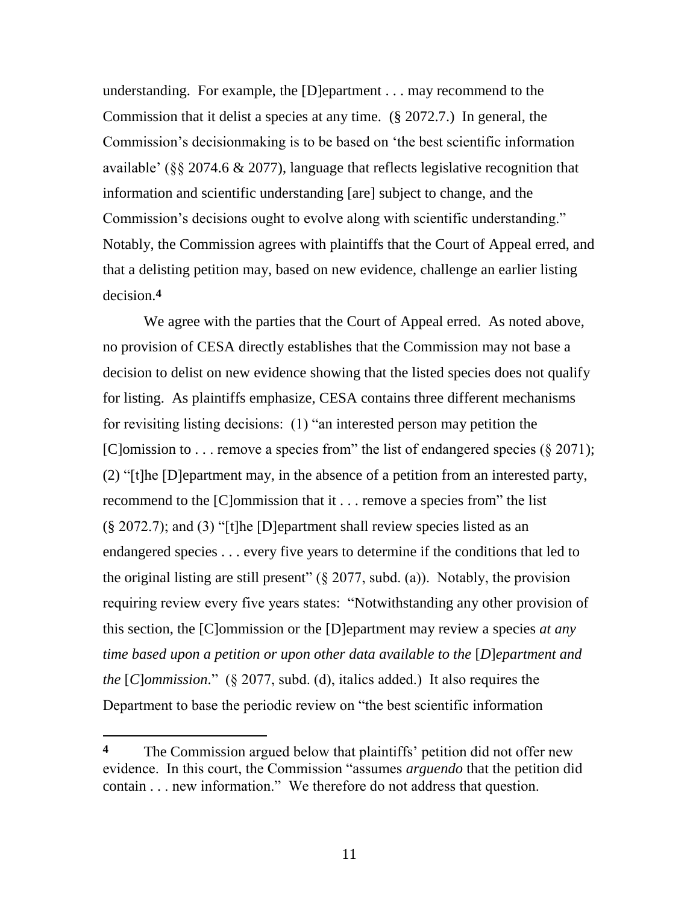understanding. For example, the [D]epartment . . . may recommend to the Commission that it delist a species at any time. (§ 2072.7.) In general, the Commission's decisionmaking is to be based on 'the best scientific information available' (§§ 2074.6 & 2077), language that reflects legislative recognition that information and scientific understanding [are] subject to change, and the Commission's decisions ought to evolve along with scientific understanding." Notably, the Commission agrees with plaintiffs that the Court of Appeal erred, and that a delisting petition may, based on new evidence, challenge an earlier listing decision.[4]

We agree with the parties that the Court of Appeal erred. As noted above, no provision of CESA directly establishes that the Commission may not base a decision to delist on new evidence showing that the listed species does not qualify for listing. As plaintiffs emphasize, CESA contains three different mechanisms for revisiting listing decisions: (1) "an interested person may petition the [C]omission to . . . remove a species from" the list of endangered species (§ 2071); (2) "[t]he [D]epartment may, in the absence of a petition from an interested party, recommend to the [C]ommission that it . . . remove a species from" the list (§ 2072.7); and (3) "[t]he [D]epartment shall review species listed as an endangered species . . . every five years to determine if the conditions that led to the original listing are still present" (§ 2077, subd. (a)). Notably, the provision requiring review every five years states: "Notwithstanding any other provision of this section, the [C]ommission or the [D]epartment may review a species *at any time based upon a petition or upon other data available to the* [*D*]*epartment and the* [*C*]*ommission*." (§ 2077, subd. (d), italics added.) It also requires the Department to base the periodic review on "the best scientific information

---

**4** The Commission argued below that plaintiffs' petition did not offer new evidence. In this court, the Commission "assumes *arguendo* that the petition did contain . . . new information." We therefore do not address that question.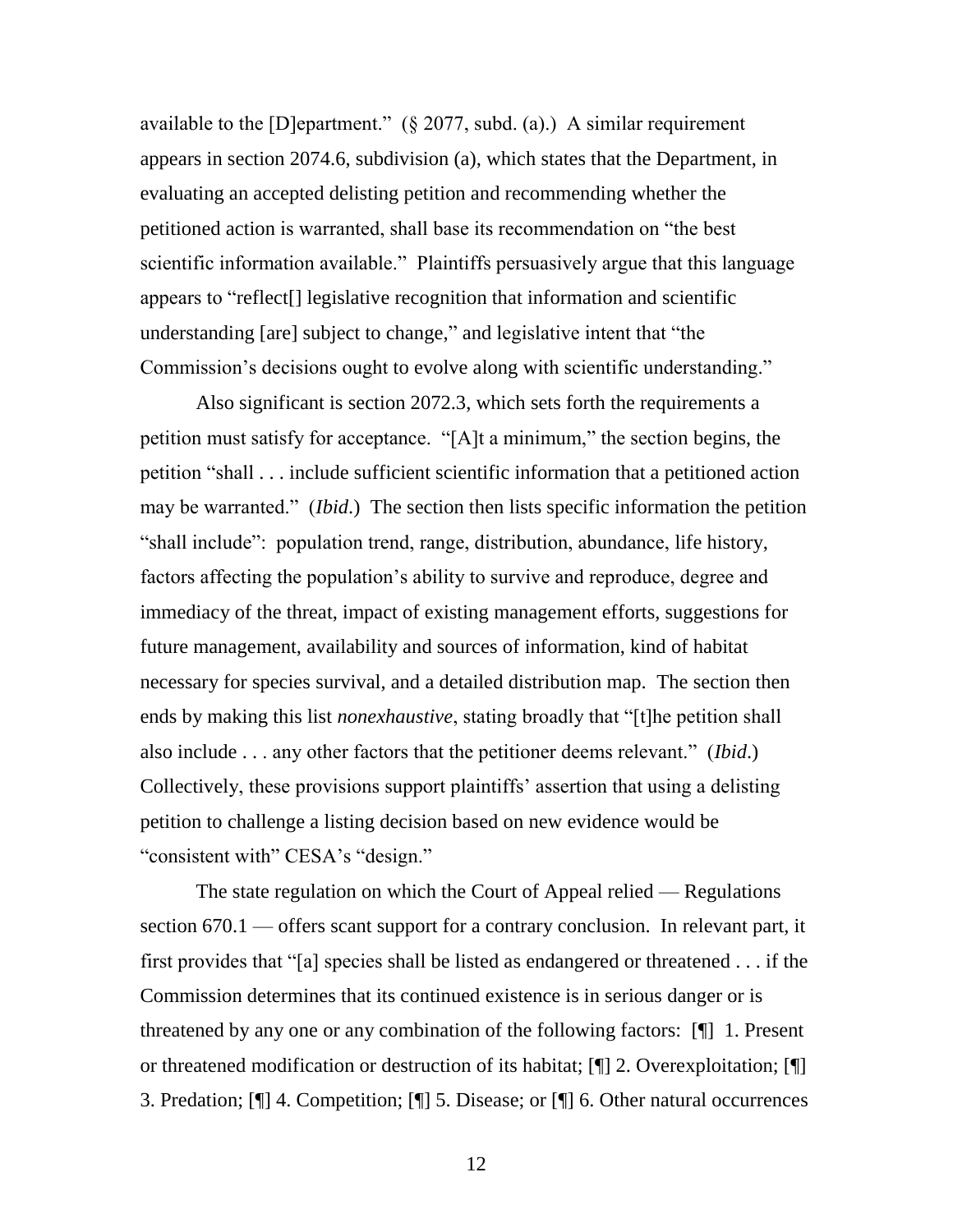available to the [D]epartment." (§ 2077, subd. (a).) A similar requirement appears in section 2074.6, subdivision (a), which states that the Department, in evaluating an accepted delisting petition and recommending whether the petitioned action is warranted, shall base its recommendation on "the best scientific information available." Plaintiffs persuasively argue that this language appears to "reflect[] legislative recognition that information and scientific understanding [are] subject to change," and legislative intent that "the Commission's decisions ought to evolve along with scientific understanding."

Also significant is section 2072.3, which sets forth the requirements a petition must satisfy for acceptance. "[A]t a minimum," the section begins, the petition "shall . . . include sufficient scientific information that a petitioned action may be warranted." (*Ibid*.) The section then lists specific information the petition "shall include": population trend, range, distribution, abundance, life history, factors affecting the population's ability to survive and reproduce, degree and immediacy of the threat, impact of existing management efforts, suggestions for future management, availability and sources of information, kind of habitat necessary for species survival, and a detailed distribution map. The section then ends by making this list *nonexhaustive*, stating broadly that "[t]he petition shall also include . . . any other factors that the petitioner deems relevant." (*Ibid*.) Collectively, these provisions support plaintiffs' assertion that using a delisting petition to challenge a listing decision based on new evidence would be "consistent with" CESA's "design."

The state regulation on which the Court of Appeal relied — Regulations section 670.1 — offers scant support for a contrary conclusion. In relevant part, it first provides that "[a] species shall be listed as endangered or threatened . . . if the Commission determines that its continued existence is in serious danger or is threatened by any one or any combination of the following factors: [¶] 1. Present or threatened modification or destruction of its habitat; [¶] 2. Overexploitation; [¶] 3. Predation; [¶] 4. Competition; [¶] 5. Disease; or [¶] 6. Other natural occurrences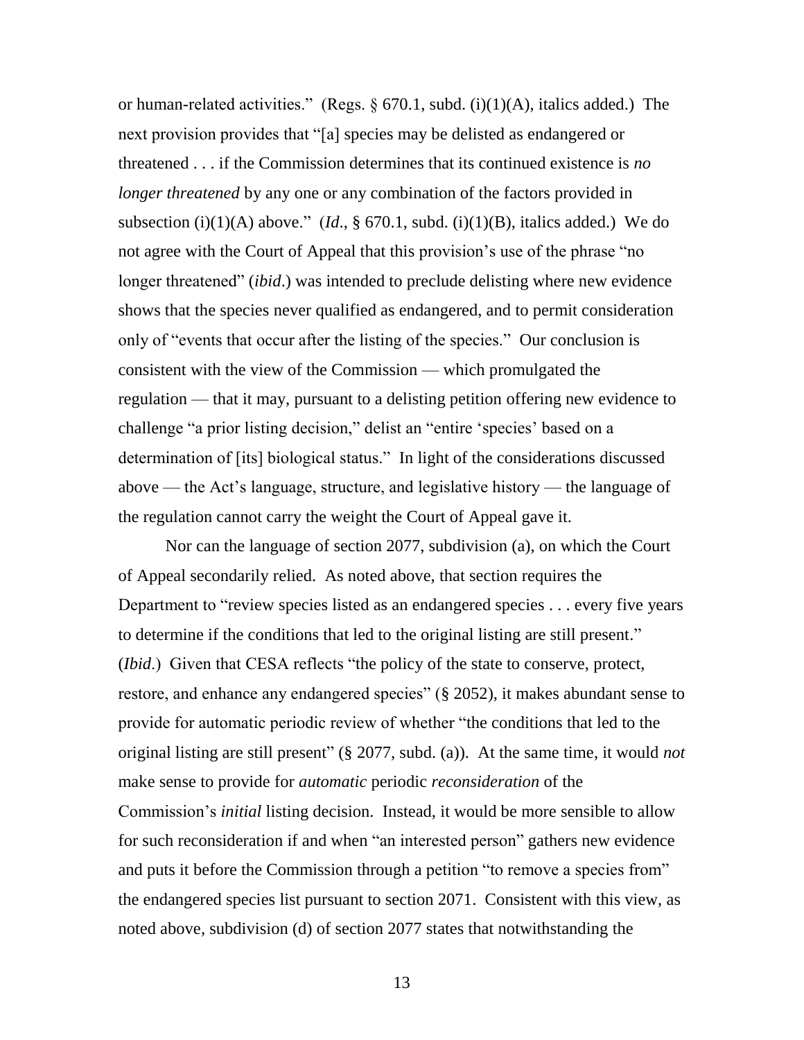or human-related activities." (Regs. § 670.1, subd. (i)(1)(A), italics added.) The next provision provides that "[a] species may be delisted as endangered or threatened . . . if the Commission determines that its continued existence is *no longer threatened* by any one or any combination of the factors provided in subsection (i)(1)(A) above." (*Id*., § 670.1, subd. (i)(1)(B), italics added.) We do not agree with the Court of Appeal that this provision's use of the phrase "no longer threatened" (*ibid*.) was intended to preclude delisting where new evidence shows that the species never qualified as endangered, and to permit consideration only of "events that occur after the listing of the species." Our conclusion is consistent with the view of the Commission — which promulgated the regulation — that it may, pursuant to a delisting petition offering new evidence to challenge "a prior listing decision," delist an "entire 'species' based on a determination of [its] biological status." In light of the considerations discussed above — the Act's language, structure, and legislative history — the language of the regulation cannot carry the weight the Court of Appeal gave it.

Nor can the language of section 2077, subdivision (a), on which the Court of Appeal secondarily relied. As noted above, that section requires the Department to "review species listed as an endangered species . . . every five years to determine if the conditions that led to the original listing are still present." (*Ibid*.) Given that CESA reflects "the policy of the state to conserve, protect, restore, and enhance any endangered species" (§ 2052), it makes abundant sense to provide for automatic periodic review of whether "the conditions that led to the original listing are still present" (§ 2077, subd. (a)). At the same time, it would *not* make sense to provide for *automatic* periodic *reconsideration* of the Commission's *initial* listing decision. Instead, it would be more sensible to allow for such reconsideration if and when "an interested person" gathers new evidence and puts it before the Commission through a petition "to remove a species from" the endangered species list pursuant to section 2071. Consistent with this view, as noted above, subdivision (d) of section 2077 states that notwithstanding the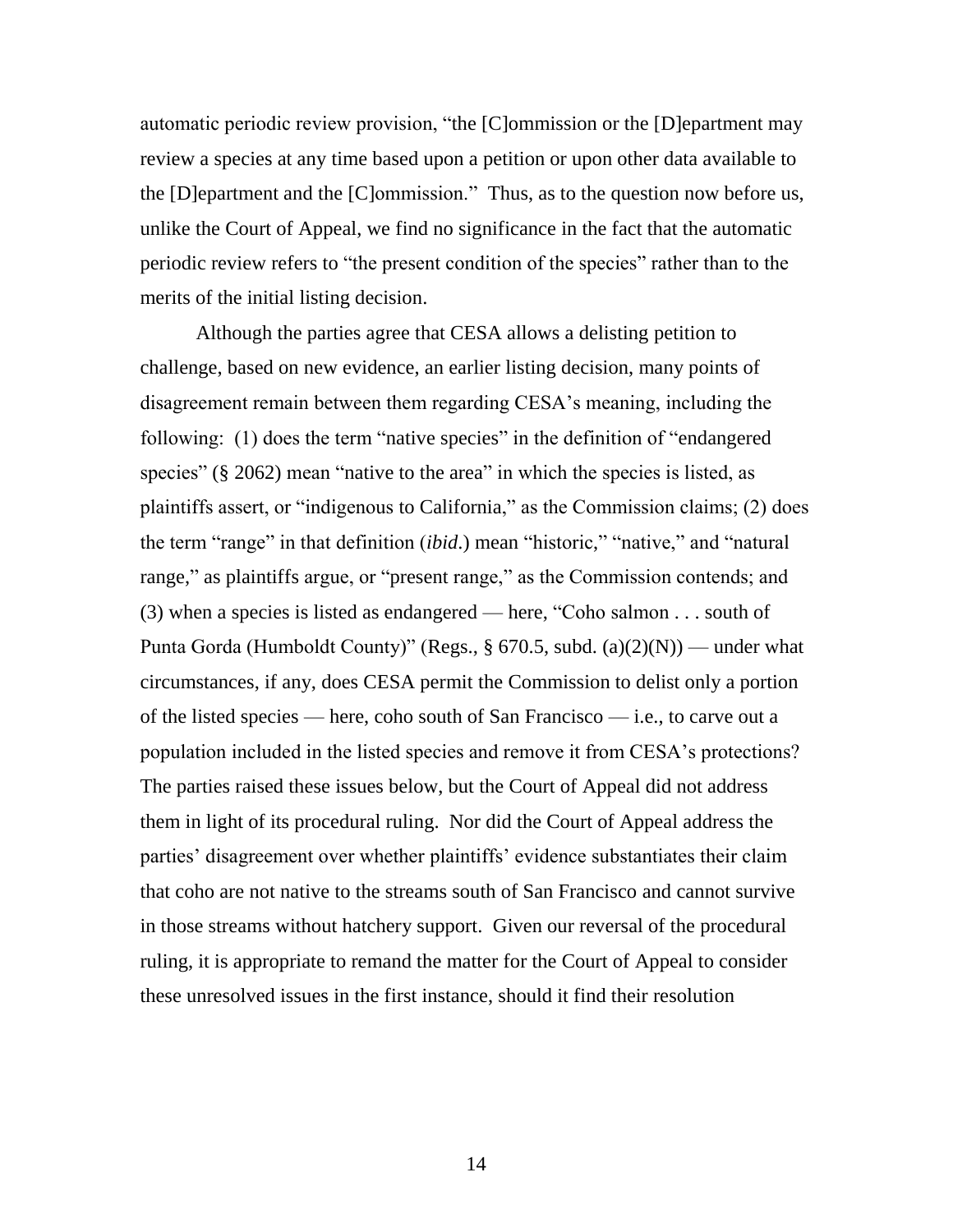automatic periodic review provision, "the [C]ommission or the [D]epartment may review a species at any time based upon a petition or upon other data available to the [D]epartment and the [C]ommission." Thus, as to the question now before us, unlike the Court of Appeal, we find no significance in the fact that the automatic periodic review refers to "the present condition of the species" rather than to the merits of the initial listing decision.

Although the parties agree that CESA allows a delisting petition to challenge, based on new evidence, an earlier listing decision, many points of disagreement remain between them regarding CESA's meaning, including the following: (1) does the term "native species" in the definition of "endangered species" (§ 2062) mean "native to the area" in which the species is listed, as plaintiffs assert, or "indigenous to California," as the Commission claims; (2) does the term "range" in that definition (*ibid.*) mean "historic," "native," and "natural range," as plaintiffs argue, or "present range," as the Commission contends; and (3) when a species is listed as endangered — here, "Coho salmon . . . south of Punta Gorda (Humboldt County)" (Regs., § 670.5, subd. (a)(2)(N)) — under what circumstances, if any, does CESA permit the Commission to delist only a portion of the listed species — here, coho south of San Francisco — i.e., to carve out a population included in the listed species and remove it from CESA's protections? The parties raised these issues below, but the Court of Appeal did not address them in light of its procedural ruling. Nor did the Court of Appeal address the parties' disagreement over whether plaintiffs' evidence substantiates their claim that coho are not native to the streams south of San Francisco and cannot survive in those streams without hatchery support. Given our reversal of the procedural ruling, it is appropriate to remand the matter for the Court of Appeal to consider these unresolved issues in the first instance, should it find their resolution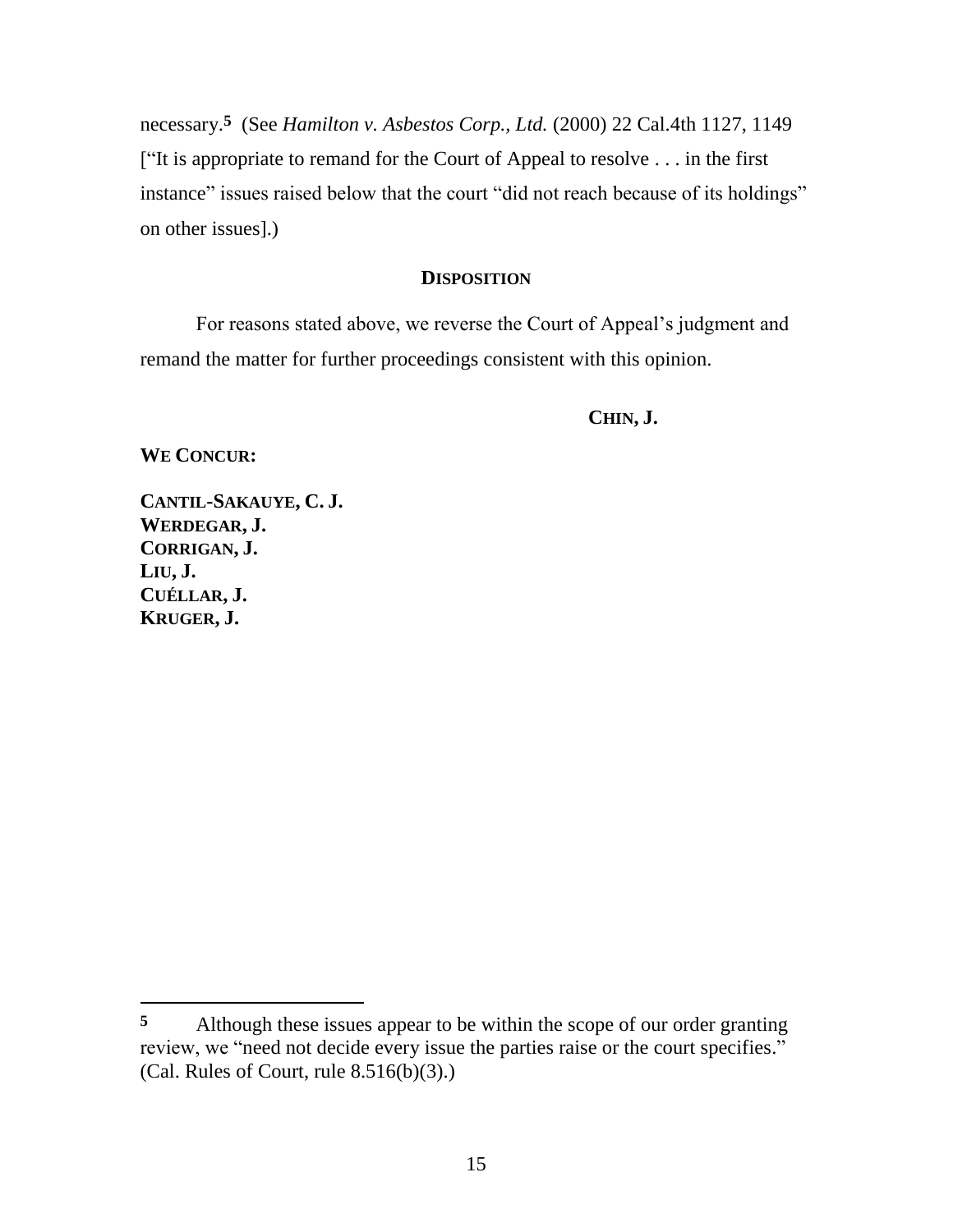necessary.[5] (See *Hamilton v. Asbestos Corp., Ltd.* (2000) 22 Cal.4th 1127, 1149 ["It is appropriate to remand for the Court of Appeal to resolve . . . in the first instance" issues raised below that the court "did not reach because of its holdings" on other issues].)

## DISPOSITION

For reasons stated above, we reverse the Court of Appeal's judgment and remand the matter for further proceedings consistent with this opinion.

**CHIN, J.**

**WE CONCUR:**

**CANTIL-SAKAUYE, C. J.**
**WERDEGAR, J.**
**CORRIGAN, J.**
**LIU, J.**
**CUÉLLAR, J.**
**KRUGER, J.**

---

[5] Although these issues appear to be within the scope of our order granting review, we "need not decide every issue the parties raise or the court specifies." (Cal. Rules of Court, rule 8.516(b)(3).)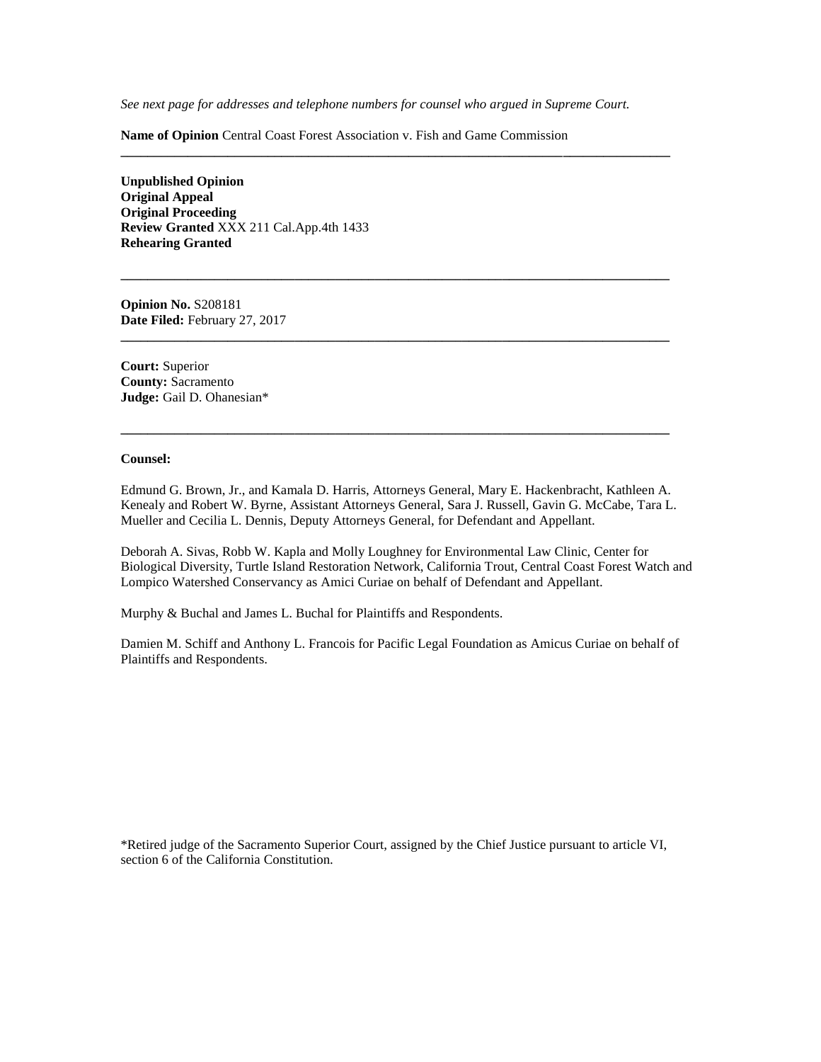*See next page for addresses and telephone numbers for counsel who argued in Supreme Court.*

**Name of Opinion** Central Coast Forest Association v. Fish and Game Commission

---

**Unpublished Opinion**
**Original Appeal**
**Original Proceeding**
**Review Granted** XXX 211 Cal.App.4th 1433
**Rehearing Granted**

---

**Opinion No.** S208181
**Date Filed:** February 27, 2017

---

**Court:** Superior
**County:** Sacramento
**Judge:** Gail D. Ohanesian*

---

**Counsel:**

Edmund G. Brown, Jr., and Kamala D. Harris, Attorneys General, Mary E. Hackenbracht, Kathleen A. Kenealy and Robert W. Byrne, Assistant Attorneys General, Sara J. Russell, Gavin G. McCabe, Tara L. Mueller and Cecilia L. Dennis, Deputy Attorneys General, for Defendant and Appellant.

Deborah A. Sivas, Robb W. Kapla and Molly Loughney for Environmental Law Clinic, Center for Biological Diversity, Turtle Island Restoration Network, California Trout, Central Coast Forest Watch and Lompico Watershed Conservancy as Amici Curiae on behalf of Defendant and Appellant.

Murphy & Buchal and James L. Buchal for Plaintiffs and Respondents.

Damien M. Schiff and Anthony L. Francois for Pacific Legal Foundation as Amicus Curiae on behalf of Plaintiffs and Respondents.

*Retired judge of the Sacramento Superior Court, assigned by the Chief Justice pursuant to article VI, section 6 of the California Constitution.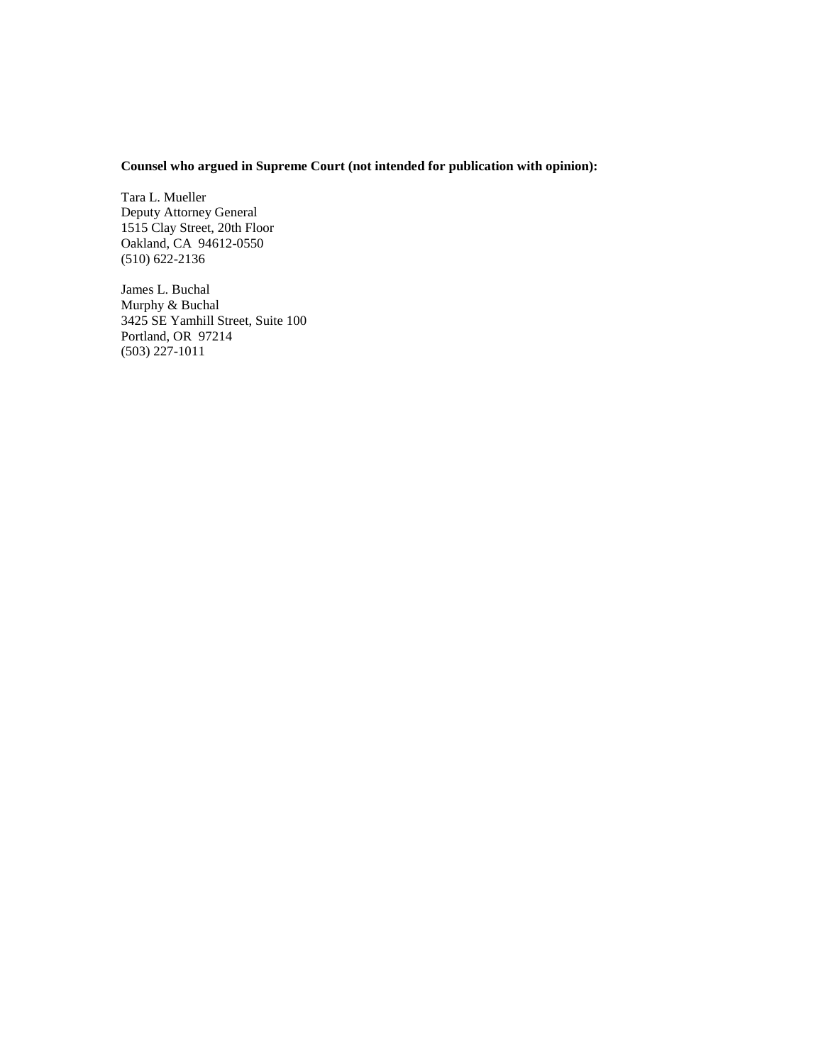**Counsel who argued in Supreme Court (not intended for publication with opinion):**

Tara L. Mueller
Deputy Attorney General
1515 Clay Street, 20th Floor
Oakland, CA 94612-0550
(510) 622-2136

James L. Buchal
Murphy & Buchal
3425 SE Yamhill Street, Suite 100
Portland, OR 97214
(503) 227-1011